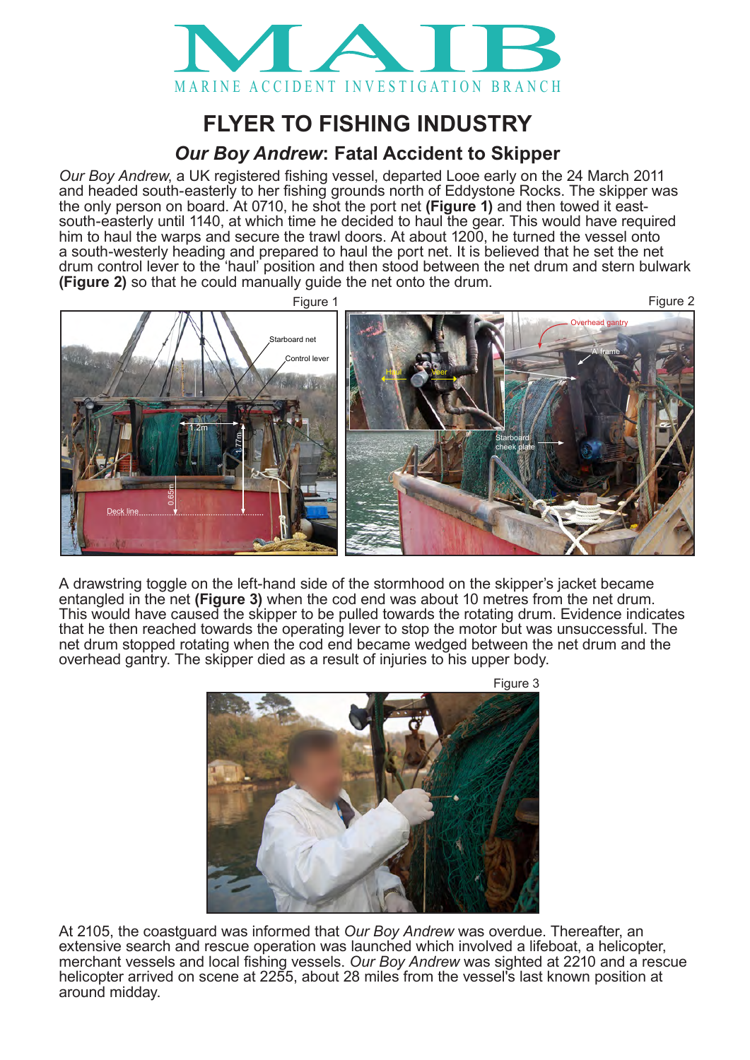# MAIB

MARINE ACCIDENT INVESTIGATION BRANCH

## FLYER TO FISHING INDUSTRY

### *Our Boy Andrew*: Fatal Accident to Skipper

*Our Boy Andrew*, a UK registered fishing vessel, departed Looe early on the 24 March 2011 and headed south-easterly to her fishing grounds north of Eddystone Rocks. The skipper was the only person on board. At 0710, he shot the port net **(Figure 1)** and then towed it east-south-easterly until 1140, at which time he decided to haul the gear. This would have required him to haul the warps and secure the trawl doors. At about 1200, he turned the vessel onto a south-westerly heading and prepared to haul the port net. It is believed that he set the net drum control lever to the 'haul' position and then stood between the net drum and stern bulwark **(Figure 2)** so that he could manually guide the net onto the drum.

Figure 1

Figure 2

A drawstring toggle on the left-hand side of the stormhood on the skipper's jacket became entangled in the net **(Figure 3)** when the cod end was about 10 metres from the net drum. This would have caused the skipper to be pulled towards the rotating drum. Evidence indicates that he then reached towards the operating lever to stop the motor but was unsuccessful. The net drum stopped rotating when the cod end became wedged between the net drum and the overhead gantry. The skipper died as a result of injuries to his upper body.

Figure 3

At 2105, the coastguard was informed that *Our Boy Andrew* was overdue. Thereafter, an extensive search and rescue operation was launched which involved a lifeboat, a helicopter, merchant vessels and local fishing vessels. *Our Boy Andrew* was sighted at 2210 and a rescue helicopter arrived on scene at 2255, about 28 miles from the vessel's last known position at around midday.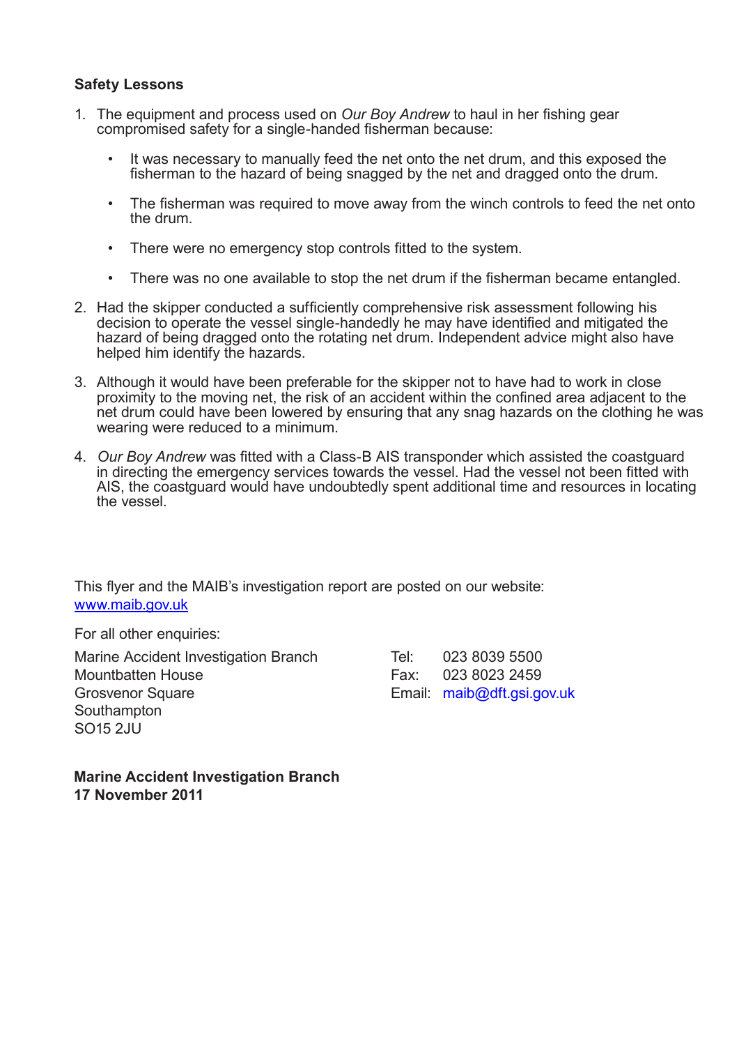**Safety Lessons**

1. The equipment and process used on *Our Boy Andrew* to haul in her fishing gear compromised safety for a single-handed fisherman because:

    - It was necessary to manually feed the net onto the net drum, and this exposed the fisherman to the hazard of being snagged by the net and dragged onto the drum.
    - The fisherman was required to move away from the winch controls to feed the net onto the drum.
    - There were no emergency stop controls fitted to the system.
    - There was no one available to stop the net drum if the fisherman became entangled.

2. Had the skipper conducted a sufficiently comprehensive risk assessment following his decision to operate the vessel single-handedly he may have identified and mitigated the hazard of being dragged onto the rotating net drum. Independent advice might also have helped him identify the hazards.

3. Although it would have been preferable for the skipper not to have had to work in close proximity to the moving net, the risk of an accident within the confined area adjacent to the net drum could have been lowered by ensuring that any snag hazards on the clothing he was wearing were reduced to a minimum.

4. *Our Boy Andrew* was fitted with a Class-B AIS transponder which assisted the coastguard in directing the emergency services towards the vessel. Had the vessel not been fitted with AIS, the coastguard would have undoubtedly spent additional time and resources in locating the vessel.

This flyer and the MAIB's investigation report are posted on our website:
[www.maib.gov.uk](http://www.maib.gov.uk)

For all other enquiries:

Marine Accident Investigation Branch
Mountbatten House
Grosvenor Square
Southampton
SO15 2JU

Tel: 023 8039 5500
Fax: 023 8023 2459
Email: maib@dft.gsi.gov.uk

**Marine Accident Investigation Branch**
**17 November 2011**